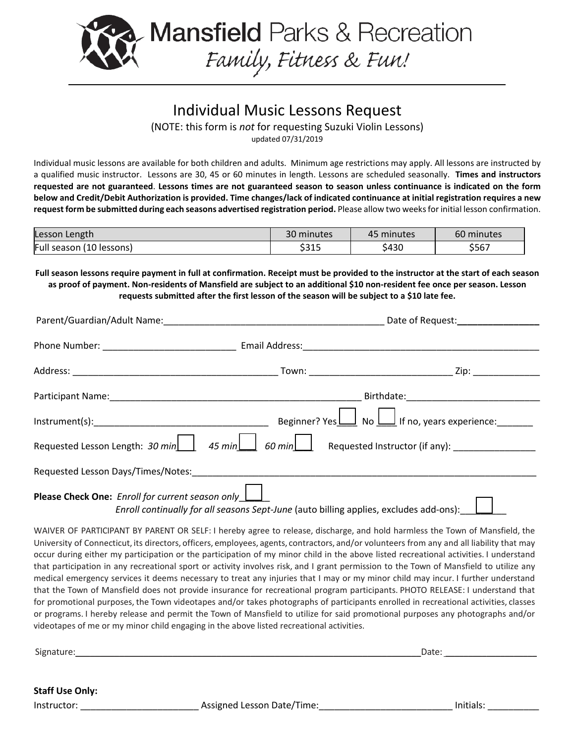# Mansfield Parks & Recreation

*Family, Fitness & Fun!*

## Individual Music Lessons Request

(NOTE: this form is *not* for requesting Suzuki Violin Lessons)

updated 07/31/2019

Individual music lessons are available for both children and adults. Minimum age restrictions may apply. All lessons are instructed by a qualified music instructor. Lessons are 30, 45 or 60 minutes in length. Lessons are scheduled seasonally. **Times and instructors requested are not guaranteed**. **Lessons times are not guaranteed season to season unless continuance is indicated on the form below and Credit/Debit Authorization is provided. Time changes/lack of indicated continuance at initial registration requires a new request form be submitted during each seasons advertised registration period.** Please allow two weeks for initial lesson confirmation.

| Lesson Length | 30 minutes | 45 minutes | 60 minutes |
|---|---|---|---|
| Full season (10 lessons) | $315 | $430 | $567 |

**Full season lessons require payment in full at confirmation. Receipt must be provided to the instructor at the start of each season as proof of payment. Non-residents of Mansfield are subject to an additional $10 non-resident fee once per season. Lesson requests submitted after the first lesson of the season will be subject to a $10 late fee.**

Parent/Guardian/Adult Name:____________________ Date of Request:____________

Phone Number: ____________________ Email Address:____________________

Address: ____________________ Town: ____________________ Zip: ____________

Participant Name:____________________ Birthdate:____________________

Instrument(s):____________________ Beginner? Yes___ No___ If no, years experience:_______

Requested Lesson Length: *30 min*___ *45 min*___ *60 min*___ Requested Instructor (if any): ____________

Requested Lesson Days/Times/Notes:____________________

**Please Check One:** *Enroll for current season only*___

*Enroll continually for all seasons Sept-June* (auto billing applies, excludes add-ons):___

WAIVER OF PARTICIPANT BY PARENT OR SELF: I hereby agree to release, discharge, and hold harmless the Town of Mansfield, the University of Connecticut, its directors, officers, employees, agents, contractors, and/or volunteers from any and all liability that may occur during either my participation or the participation of my minor child in the above listed recreational activities. I understand that participation in any recreational sport or activity involves risk, and I grant permission to the Town of Mansfield to utilize any medical emergency services it deems necessary to treat any injuries that I may or my minor child may incur. I further understand that the Town of Mansfield does not provide insurance for recreational program participants. PHOTO RELEASE: I understand that for promotional purposes, the Town videotapes and/or takes photographs of participants enrolled in recreational activities, classes or programs. I hereby release and permit the Town of Mansfield to utilize for said promotional purposes any photographs and/or videotapes of me or my minor child engaging in the above listed recreational activities.

Signature:____________________ Date: ____________

**Staff Use Only:**

Instructor: ____________ Assigned Lesson Date/Time:____________ Initials: ________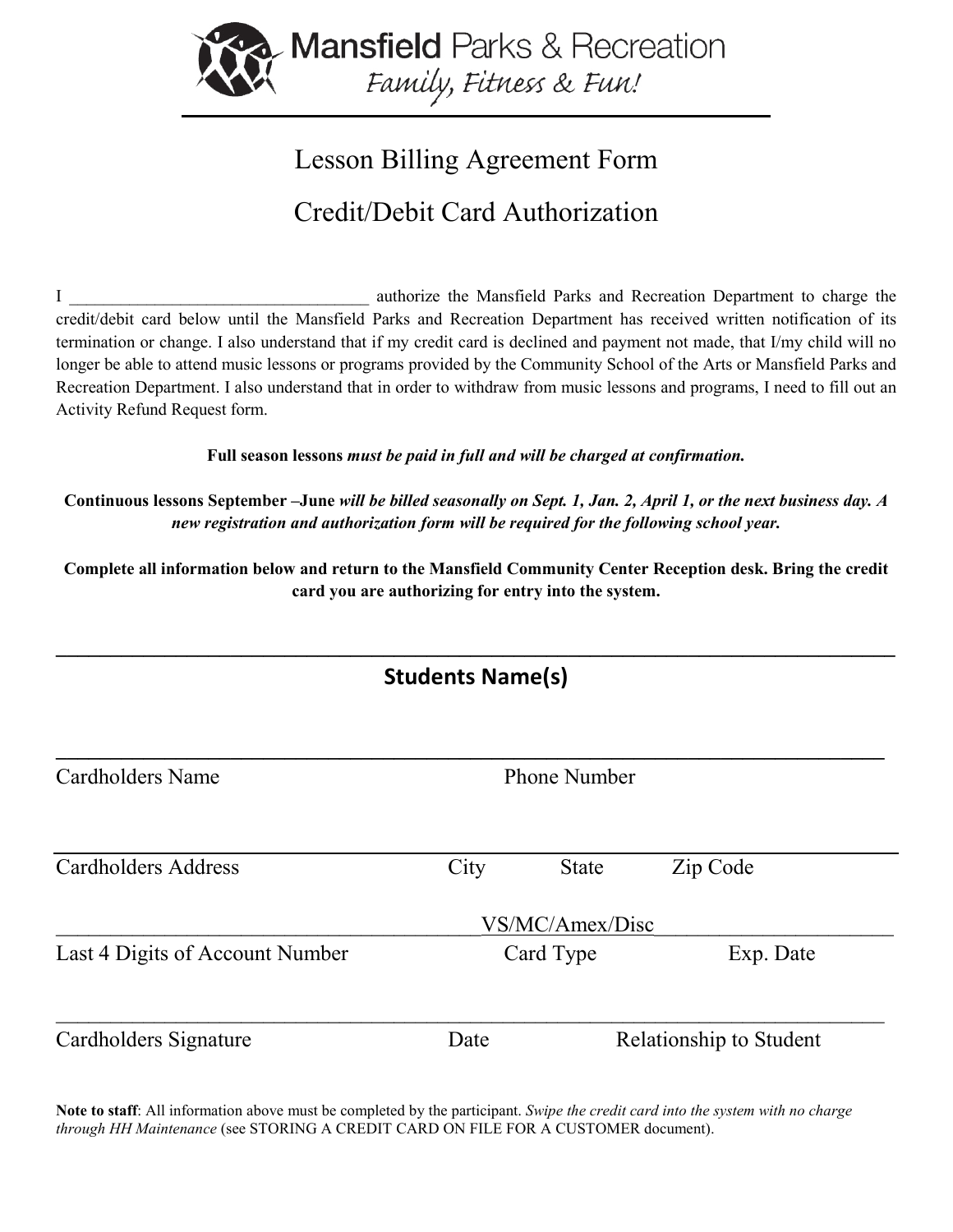Mansfield Parks & Recreation

Family, Fitness & Fun!

# Lesson Billing Agreement Form

# Credit/Debit Card Authorization

I ___________________________________ authorize the Mansfield Parks and Recreation Department to charge the credit/debit card below until the Mansfield Parks and Recreation Department has received written notification of its termination or change. I also understand that if my credit card is declined and payment not made, that I/my child will no longer be able to attend music lessons or programs provided by the Community School of the Arts or Mansfield Parks and Recreation Department. I also understand that in order to withdraw from music lessons and programs, I need to fill out an Activity Refund Request form.

**Full season lessons** ***must be paid in full and will be charged at confirmation.***

**Continuous lessons September –June** ***will be billed seasonally on Sept. 1, Jan. 2, April 1, or the next business day. A new registration and authorization form will be required for the following school year.***

**Complete all information below and return to the Mansfield Community Center Reception desk. Bring the credit card you are authorizing for entry into the system.**

___________________________________________________________________________

**Students Name(s)**

___________________________________________________________________________

Cardholders Name　　　　　　　　　　Phone Number

___________________________________________________________________________

Cardholders Address　　　　　　City　　　State　　　Zip Code

___________________________________VS/MC/Amex/Disc_____________________

Last 4 Digits of Account Number　　　　Card Type　　　　Exp. Date

___________________________________________________________________________

Cardholders Signature　　　　　　Date　　　　Relationship to Student

**Note to staff**: All information above must be completed by the participant. *Swipe the credit card into the system with no charge through HH Maintenance* (see STORING A CREDIT CARD ON FILE FOR A CUSTOMER document).